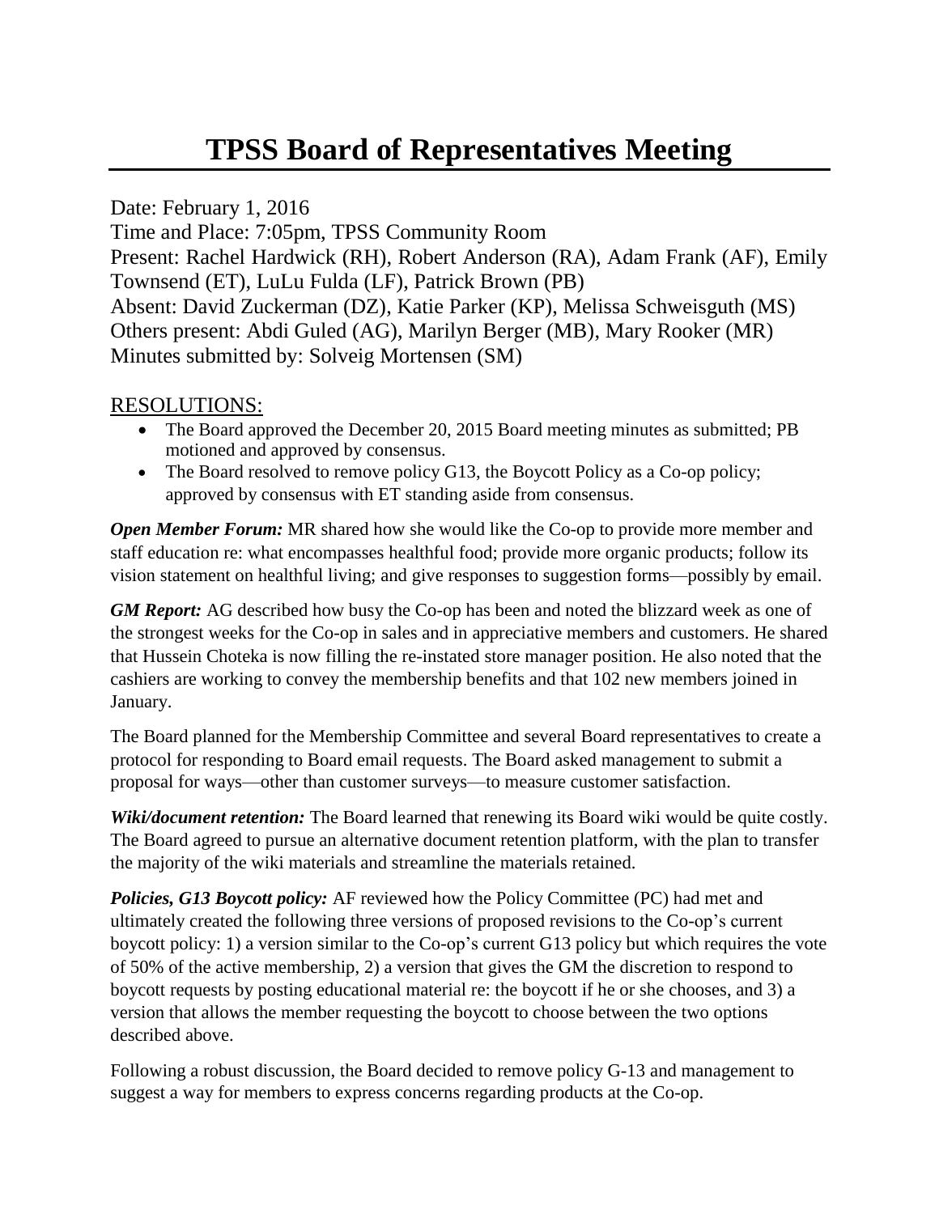# TPSS Board of Representatives Meeting

Date: February 1, 2016
Time and Place: 7:05pm, TPSS Community Room
Present: Rachel Hardwick (RH), Robert Anderson (RA), Adam Frank (AF), Emily Townsend (ET), LuLu Fulda (LF), Patrick Brown (PB)
Absent: David Zuckerman (DZ), Katie Parker (KP), Melissa Schweisguth (MS)
Others present: Abdi Guled (AG), Marilyn Berger (MB), Mary Rooker (MR)
Minutes submitted by: Solveig Mortensen (SM)

## RESOLUTIONS:

- The Board approved the December 20, 2015 Board meeting minutes as submitted; PB motioned and approved by consensus.
- The Board resolved to remove policy G13, the Boycott Policy as a Co-op policy; approved by consensus with ET standing aside from consensus.

***Open Member Forum:*** MR shared how she would like the Co-op to provide more member and staff education re: what encompasses healthful food; provide more organic products; follow its vision statement on healthful living; and give responses to suggestion forms—possibly by email.

***GM Report:*** AG described how busy the Co-op has been and noted the blizzard week as one of the strongest weeks for the Co-op in sales and in appreciative members and customers. He shared that Hussein Choteka is now filling the re-instated store manager position. He also noted that the cashiers are working to convey the membership benefits and that 102 new members joined in January.

The Board planned for the Membership Committee and several Board representatives to create a protocol for responding to Board email requests. The Board asked management to submit a proposal for ways—other than customer surveys—to measure customer satisfaction.

***Wiki/document retention:*** The Board learned that renewing its Board wiki would be quite costly. The Board agreed to pursue an alternative document retention platform, with the plan to transfer the majority of the wiki materials and streamline the materials retained.

***Policies, G13 Boycott policy:*** AF reviewed how the Policy Committee (PC) had met and ultimately created the following three versions of proposed revisions to the Co-op's current boycott policy: 1) a version similar to the Co-op's current G13 policy but which requires the vote of 50% of the active membership, 2) a version that gives the GM the discretion to respond to boycott requests by posting educational material re: the boycott if he or she chooses, and 3) a version that allows the member requesting the boycott to choose between the two options described above.

Following a robust discussion, the Board decided to remove policy G-13 and management to suggest a way for members to express concerns regarding products at the Co-op.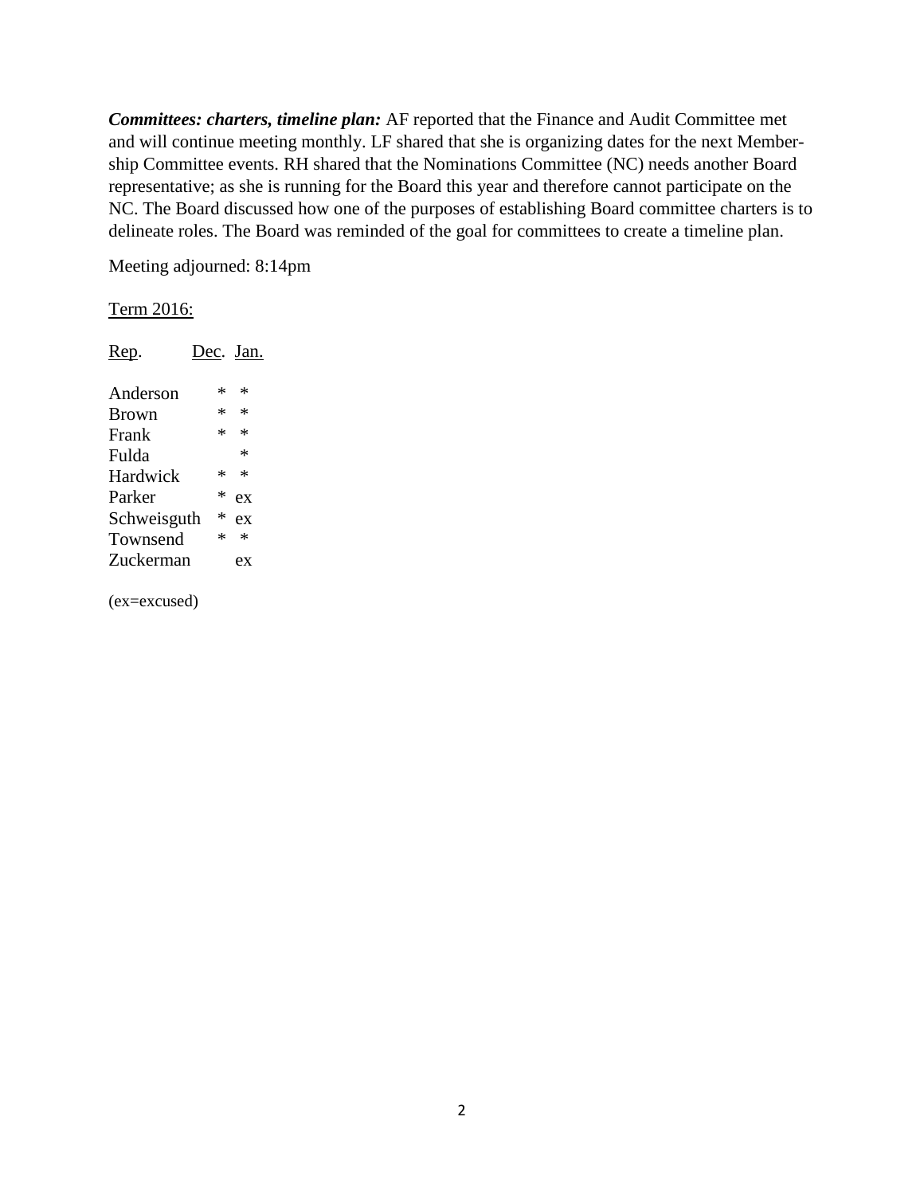***Committees: charters, timeline plan:*** AF reported that the Finance and Audit Committee met and will continue meeting monthly. LF shared that she is organizing dates for the next Membership Committee events. RH shared that the Nominations Committee (NC) needs another Board representative; as she is running for the Board this year and therefore cannot participate on the NC. The Board discussed how one of the purposes of establishing Board committee charters is to delineate roles. The Board was reminded of the goal for committees to create a timeline plan.

Meeting adjourned: 8:14pm

Term 2016:

| Rep. | Dec. | Jan. |
|---|---|---|
| Anderson | * | * |
| Brown | * | * |
| Frank | * | * |
| Fulda | | * |
| Hardwick | * | * |
| Parker | * | ex |
| Schweisguth | * | ex |
| Townsend | * | * |
| Zuckerman | | ex |

(ex=excused)